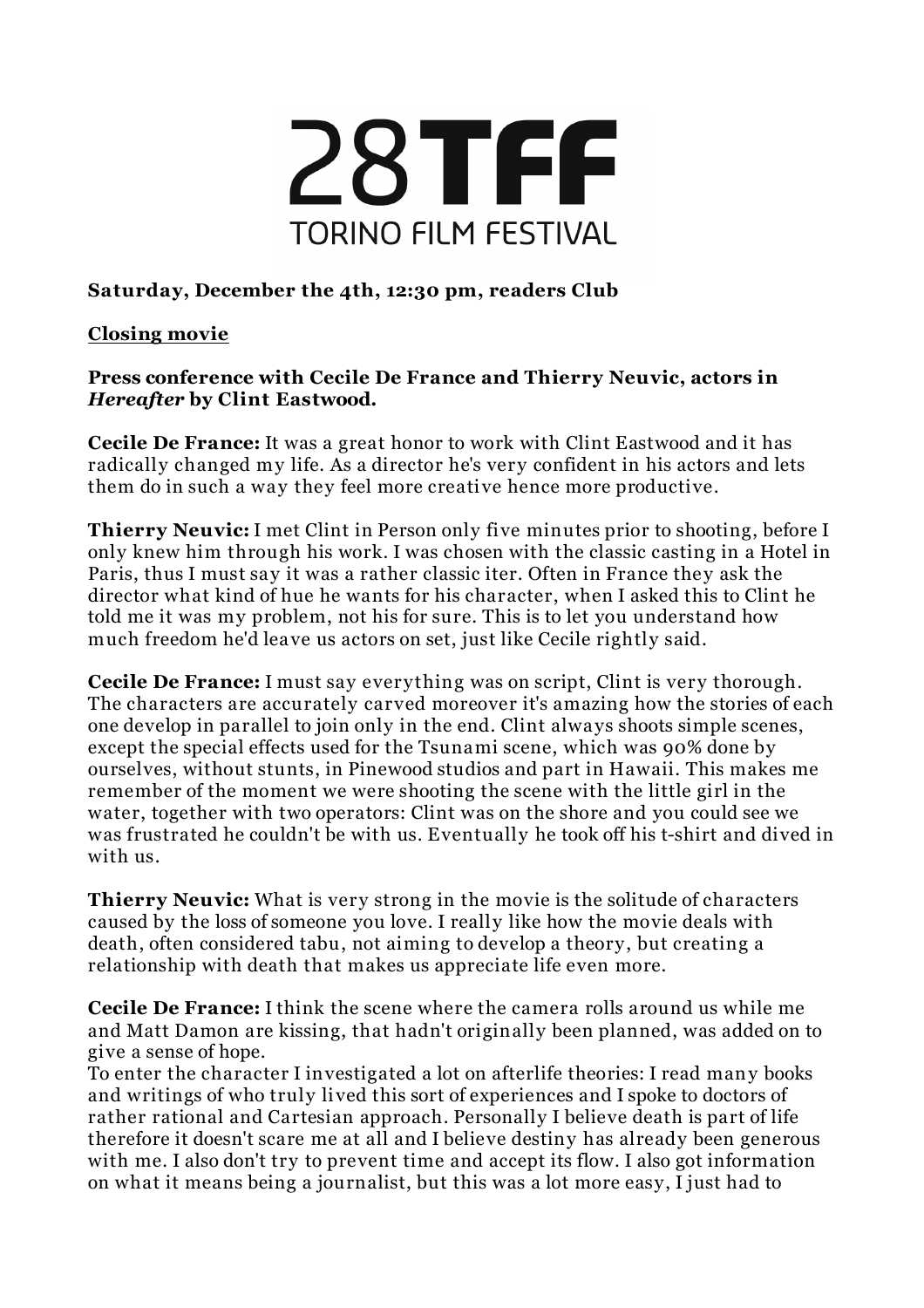# 28TFF
TORINO FILM FESTIVAL

**Saturday, December the 4th, 12:30 pm, readers Club**

**Closing movie**

**Press conference with Cecile De France and Thierry Neuvic, actors in *Hereafter* by Clint Eastwood.**

**Cecile De France:** It was a great honor to work with Clint Eastwood and it has radically changed my life. As a director he's very confident in his actors and lets them do in such a way they feel more creative hence more productive.

**Thierry Neuvic:** I met Clint in Person only five minutes prior to shooting, before I only knew him through his work. I was chosen with the classic casting in a Hotel in Paris, thus I must say it was a rather classic iter. Often in France they ask the director what kind of hue he wants for his character, when I asked this to Clint he told me it was my problem, not his for sure. This is to let you understand how much freedom he'd leave us actors on set, just like Cecile rightly said.

**Cecile De France:** I must say everything was on script, Clint is very thorough. The characters are accurately carved moreover it's amazing how the stories of each one develop in parallel to join only in the end. Clint always shoots simple scenes, except the special effects used for the Tsunami scene, which was 90% done by ourselves, without stunts, in Pinewood studios and part in Hawaii. This makes me remember of the moment we were shooting the scene with the little girl in the water, together with two operators: Clint was on the shore and you could see we was frustrated he couldn't be with us. Eventually he took off his t-shirt and dived in with us.

**Thierry Neuvic:** What is very strong in the movie is the solitude of characters caused by the loss of someone you love. I really like how the movie deals with death, often considered tabu, not aiming to develop a theory, but creating a relationship with death that makes us appreciate life even more.

**Cecile De France:** I think the scene where the camera rolls around us while me and Matt Damon are kissing, that hadn't originally been planned, was added on to give a sense of hope.
To enter the character I investigated a lot on afterlife theories: I read many books and writings of who truly lived this sort of experiences and I spoke to doctors of rather rational and Cartesian approach. Personally I believe death is part of life therefore it doesn't scare me at all and I believe destiny has already been generous with me. I also don't try to prevent time and accept its flow. I also got information on what it means being a journalist, but this was a lot more easy, I just had to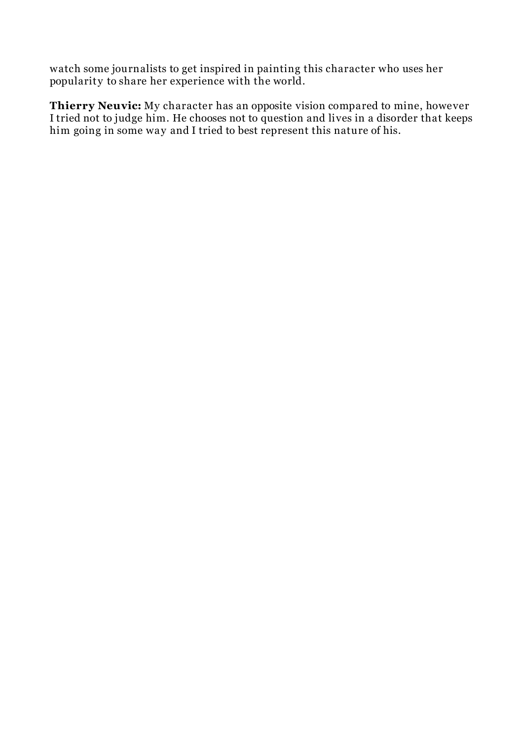watch some journalists to get inspired in painting this character who uses her popularity to share her experience with the world.

**Thierry Neuvic:** My character has an opposite vision compared to mine, however I tried not to judge him. He chooses not to question and lives in a disorder that keeps him going in some way and I tried to best represent this nature of his.